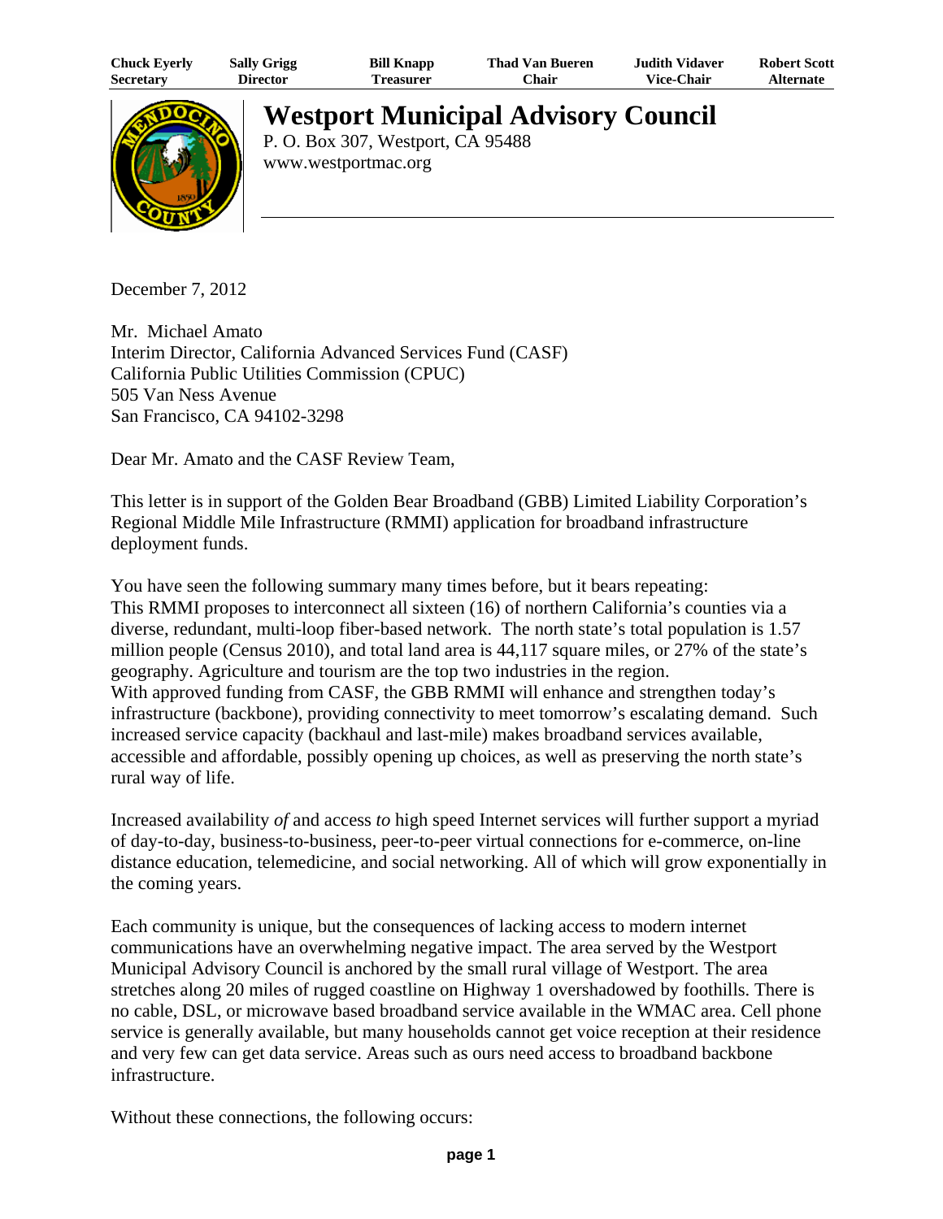| Chuck Eyerly | Sally Grigg | Bill Knapp | Thad Van Bueren | Judith Vidaver | Robert Scott |
| --- | --- | --- | --- | --- | --- |
| Secretary | Director | Treasurer | Chair | Vice-Chair | Alternate |

# Westport Municipal Advisory Council

P. O. Box 307, Westport, CA 95488
www.westportmac.org

December 7, 2012

Mr. Michael Amato
Interim Director, California Advanced Services Fund (CASF)
California Public Utilities Commission (CPUC)
505 Van Ness Avenue
San Francisco, CA 94102-3298

Dear Mr. Amato and the CASF Review Team,

This letter is in support of the Golden Bear Broadband (GBB) Limited Liability Corporation's Regional Middle Mile Infrastructure (RMMI) application for broadband infrastructure deployment funds.

You have seen the following summary many times before, but it bears repeating:
This RMMI proposes to interconnect all sixteen (16) of northern California's counties via a diverse, redundant, multi-loop fiber-based network. The north state's total population is 1.57 million people (Census 2010), and total land area is 44,117 square miles, or 27% of the state's geography. Agriculture and tourism are the top two industries in the region.
With approved funding from CASF, the GBB RMMI will enhance and strengthen today's infrastructure (backbone), providing connectivity to meet tomorrow's escalating demand. Such increased service capacity (backhaul and last-mile) makes broadband services available, accessible and affordable, possibly opening up choices, as well as preserving the north state's rural way of life.

Increased availability *of* and access *to* high speed Internet services will further support a myriad of day-to-day, business-to-business, peer-to-peer virtual connections for e-commerce, on-line distance education, telemedicine, and social networking. All of which will grow exponentially in the coming years.

Each community is unique, but the consequences of lacking access to modern internet communications have an overwhelming negative impact. The area served by the Westport Municipal Advisory Council is anchored by the small rural village of Westport. The area stretches along 20 miles of rugged coastline on Highway 1 overshadowed by foothills. There is no cable, DSL, or microwave based broadband service available in the WMAC area. Cell phone service is generally available, but many households cannot get voice reception at their residence and very few can get data service. Areas such as ours need access to broadband backbone infrastructure.

Without these connections, the following occurs: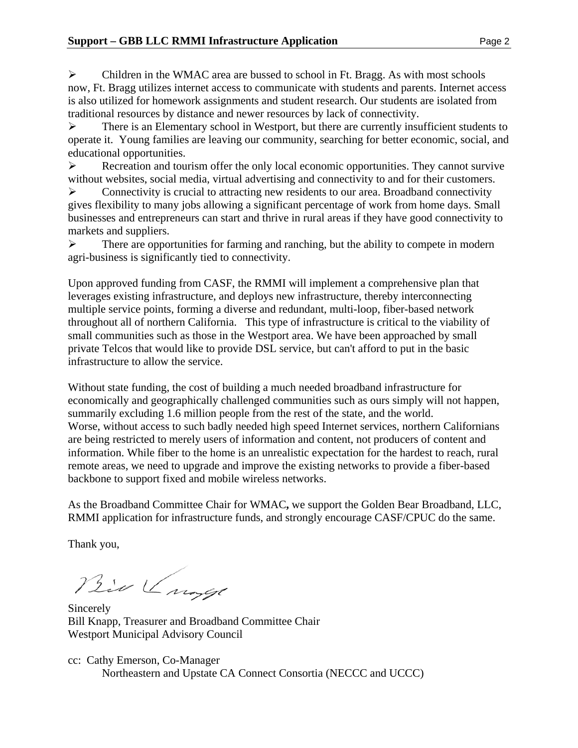- Children in the WMAC area are bussed to school in Ft. Bragg. As with most schools now, Ft. Bragg utilizes internet access to communicate with students and parents. Internet access is also utilized for homework assignments and student research. Our students are isolated from traditional resources by distance and newer resources by lack of connectivity.
- There is an Elementary school in Westport, but there are currently insufficient students to operate it. Young families are leaving our community, searching for better economic, social, and educational opportunities.
- Recreation and tourism offer the only local economic opportunities. They cannot survive without websites, social media, virtual advertising and connectivity to and for their customers.
- Connectivity is crucial to attracting new residents to our area. Broadband connectivity gives flexibility to many jobs allowing a significant percentage of work from home days. Small businesses and entrepreneurs can start and thrive in rural areas if they have good connectivity to markets and suppliers.
- There are opportunities for farming and ranching, but the ability to compete in modern agri-business is significantly tied to connectivity.

Upon approved funding from CASF, the RMMI will implement a comprehensive plan that leverages existing infrastructure, and deploys new infrastructure, thereby interconnecting multiple service points, forming a diverse and redundant, multi-loop, fiber-based network throughout all of northern California. This type of infrastructure is critical to the viability of small communities such as those in the Westport area. We have been approached by small private Telcos that would like to provide DSL service, but can't afford to put in the basic infrastructure to allow the service.

Without state funding, the cost of building a much needed broadband infrastructure for economically and geographically challenged communities such as ours simply will not happen, summarily excluding 1.6 million people from the rest of the state, and the world. Worse, without access to such badly needed high speed Internet services, northern Californians are being restricted to merely users of information and content, not producers of content and information. While fiber to the home is an unrealistic expectation for the hardest to reach, rural remote areas, we need to upgrade and improve the existing networks to provide a fiber-based backbone to support fixed and mobile wireless networks.

As the Broadband Committee Chair for WMAC**,** we support the Golden Bear Broadband, LLC, RMMI application for infrastructure funds, and strongly encourage CASF/CPUC do the same.

Thank you,

Bill Knapp

Sincerely
Bill Knapp, Treasurer and Broadband Committee Chair
Westport Municipal Advisory Council

cc: Cathy Emerson, Co-Manager
Northeastern and Upstate CA Connect Consortia (NECCC and UCCC)